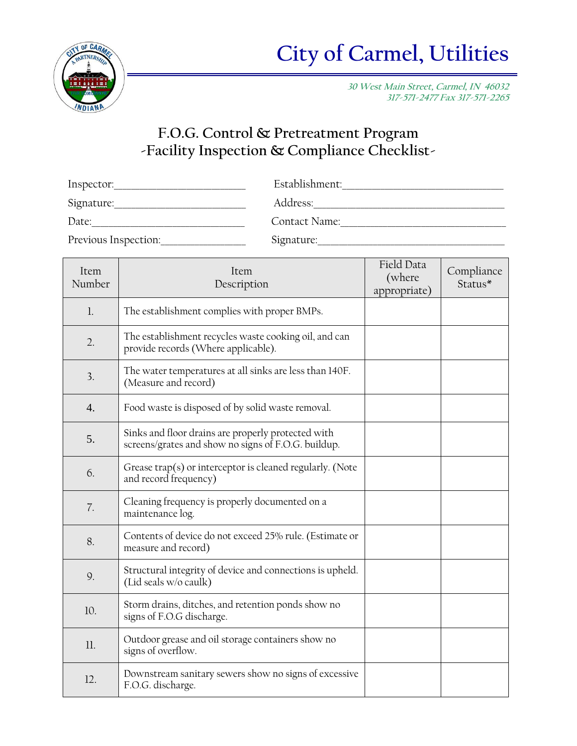# City of Carmel, Utilities

*30 West Main Street, Carmel, IN 46032*
*317-571-2477 Fax 317-571-2265*

## F.O.G. Control & Pretreatment Program
## -Facility Inspection & Compliance Checklist-

Inspector:\_\_\_\_\_\_\_\_\_\_\_\_\_\_\_\_\_\_\_\_\_\_\_\_ Establishment:\_\_\_\_\_\_\_\_\_\_\_\_\_\_\_\_\_\_\_\_\_\_\_\_\_\_\_\_\_\_

Signature:\_\_\_\_\_\_\_\_\_\_\_\_\_\_\_\_\_\_\_\_\_\_\_\_ Address:\_\_\_\_\_\_\_\_\_\_\_\_\_\_\_\_\_\_\_\_\_\_\_\_\_\_\_\_\_\_\_\_\_\_

Date:\_\_\_\_\_\_\_\_\_\_\_\_\_\_\_\_\_\_\_\_\_\_\_\_\_\_\_\_ Contact Name:\_\_\_\_\_\_\_\_\_\_\_\_\_\_\_\_\_\_\_\_\_\_\_\_\_\_\_\_\_\_

Previous Inspection:\_\_\_\_\_\_\_\_\_\_\_\_\_\_\_ Signature:\_\_\_\_\_\_\_\_\_\_\_\_\_\_\_\_\_\_\_\_\_\_\_\_\_\_\_\_\_\_\_\_\_\_

| Item Number | Item Description | Field Data (where appropriate) | Compliance Status* |
|---|---|---|---|
| 1. | The establishment complies with proper BMPs. | | |
| 2. | The establishment recycles waste cooking oil, and can provide records (Where applicable). | | |
| 3. | The water temperatures at all sinks are less than 140F. (Measure and record) | | |
| 4. | Food waste is disposed of by solid waste removal. | | |
| 5. | Sinks and floor drains are properly protected with screens/grates and show no signs of F.O.G. buildup. | | |
| 6. | Grease trap(s) or interceptor is cleaned regularly. (Note and record frequency) | | |
| 7. | Cleaning frequency is properly documented on a maintenance log. | | |
| 8. | Contents of device do not exceed 25% rule. (Estimate or measure and record) | | |
| 9. | Structural integrity of device and connections is upheld. (Lid seals w/o caulk) | | |
| 10. | Storm drains, ditches, and retention ponds show no signs of F.O.G discharge. | | |
| 11. | Outdoor grease and oil storage containers show no signs of overflow. | | |
| 12. | Downstream sanitary sewers show no signs of excessive F.O.G. discharge. | | |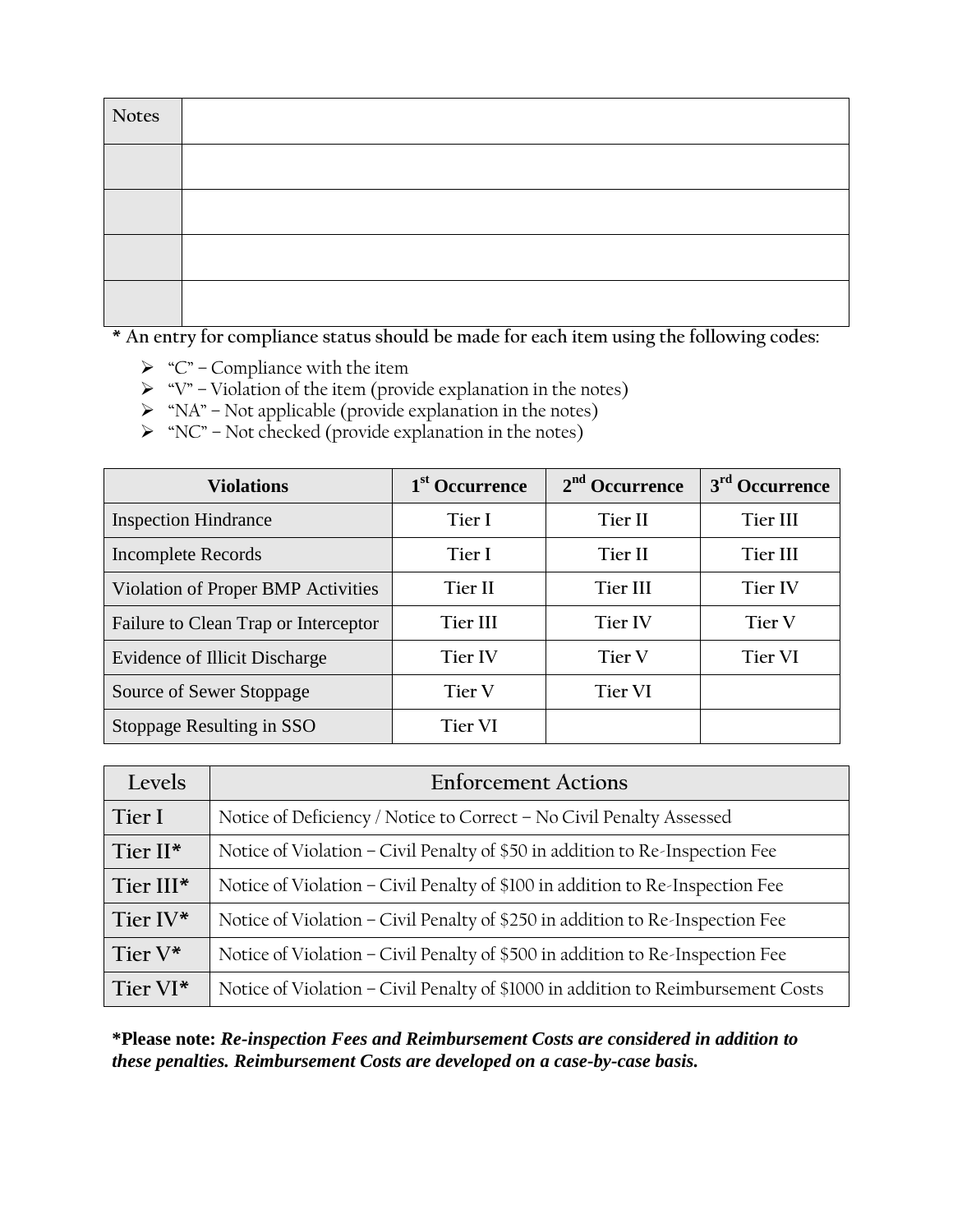| Notes | |
|---|---|
| | |
| | |
| | |
| | |

**\* An entry for compliance status should be made for each item using the following codes:**

- "C" – Compliance with the item
- "V" – Violation of the item (provide explanation in the notes)
- "NA" – Not applicable (provide explanation in the notes)
- "NC" – Not checked (provide explanation in the notes)

| Violations | 1st Occurrence | 2nd Occurrence | 3rd Occurrence |
|---|---|---|---|
| Inspection Hindrance | Tier I | Tier II | Tier III |
| Incomplete Records | Tier I | Tier II | Tier III |
| Violation of Proper BMP Activities | Tier II | Tier III | Tier IV |
| Failure to Clean Trap or Interceptor | Tier III | Tier IV | Tier V |
| Evidence of Illicit Discharge | Tier IV | Tier V | Tier VI |
| Source of Sewer Stoppage | Tier V | Tier VI | |
| Stoppage Resulting in SSO | Tier VI | | |

| Levels | Enforcement Actions |
|---|---|
| Tier I | Notice of Deficiency / Notice to Correct – No Civil Penalty Assessed |
| Tier II* | Notice of Violation – Civil Penalty of $50 in addition to Re-Inspection Fee |
| Tier III* | Notice of Violation – Civil Penalty of $100 in addition to Re-Inspection Fee |
| Tier IV* | Notice of Violation – Civil Penalty of $250 in addition to Re-Inspection Fee |
| Tier V* | Notice of Violation – Civil Penalty of $500 in addition to Re-Inspection Fee |
| Tier VI* | Notice of Violation – Civil Penalty of $1000 in addition to Reimbursement Costs |

**\*Please note:** ***Re-inspection Fees and Reimbursement Costs are considered in addition to these penalties. Reimbursement Costs are developed on a case-by-case basis.***